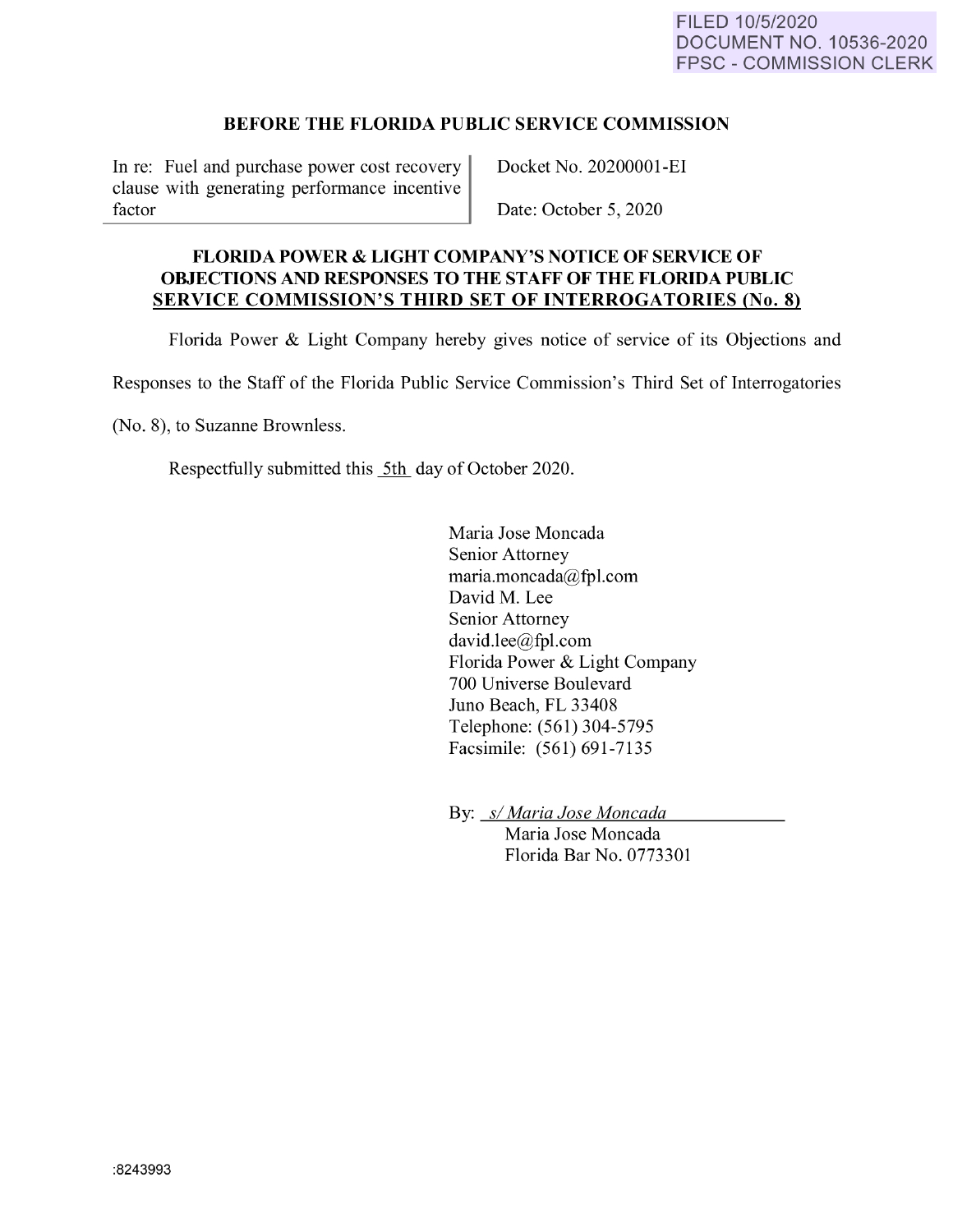FILED 10/5/2020
DOCUMENT NO. 10536-2020
FPSC - COMMISSION CLERK

**BEFORE THE FLORIDA PUBLIC SERVICE COMMISSION**

| | |
|---|---|
| In re: Fuel and purchase power cost recovery clause with generating performance incentive factor | Docket No. 20200001-EI<br><br>Date: October 5, 2020 |

**FLORIDA POWER & LIGHT COMPANY'S NOTICE OF SERVICE OF OBJECTIONS AND RESPONSES TO THE STAFF OF THE FLORIDA PUBLIC SERVICE COMMISSION'S THIRD SET OF INTERROGATORIES (No. 8)**

Florida Power & Light Company hereby gives notice of service of its Objections and Responses to the Staff of the Florida Public Service Commission's Third Set of Interrogatories (No. 8), to Suzanne Brownless.

Respectfully submitted this 5th day of October 2020.

Maria Jose Moncada
Senior Attorney
maria.moncada@fpl.com
David M. Lee
Senior Attorney
david.lee@fpl.com
Florida Power & Light Company
700 Universe Boulevard
Juno Beach, FL 33408
Telephone: (561) 304-5795
Facsimile: (561) 691-7135

By: *s/ Maria Jose Moncada*
Maria Jose Moncada
Florida Bar No. 0773301

:8243993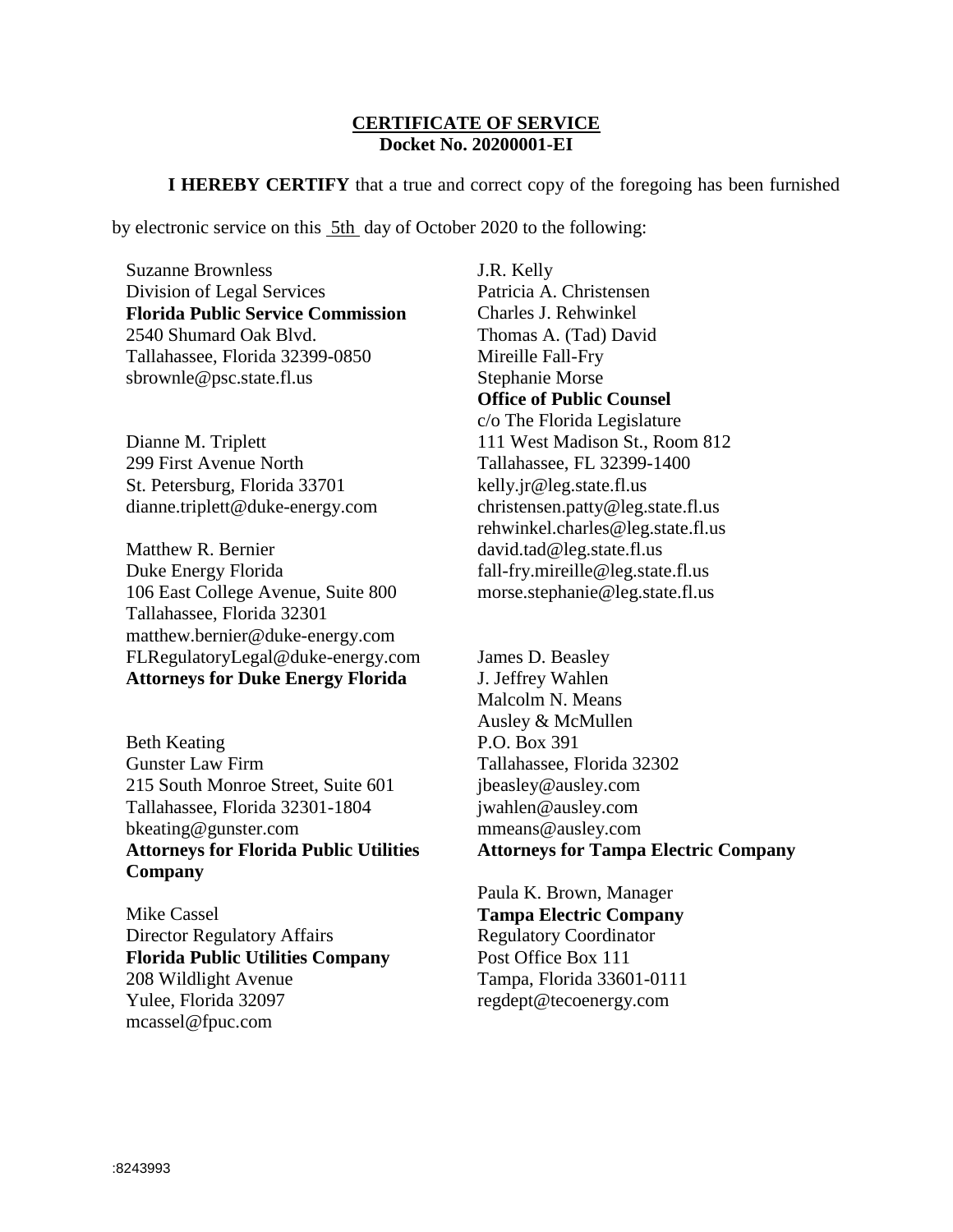**CERTIFICATE OF SERVICE**
**Docket No. 20200001-EI**

**I HEREBY CERTIFY** that a true and correct copy of the foregoing has been furnished by electronic service on this 5th day of October 2020 to the following:

Suzanne Brownless
Division of Legal Services
**Florida Public Service Commission**
2540 Shumard Oak Blvd.
Tallahassee, Florida 32399-0850
sbrownle@psc.state.fl.us

Dianne M. Triplett
299 First Avenue North
St. Petersburg, Florida 33701
dianne.triplett@duke-energy.com

Matthew R. Bernier
Duke Energy Florida
106 East College Avenue, Suite 800
Tallahassee, Florida 32301
matthew.bernier@duke-energy.com
FLRegulatoryLegal@duke-energy.com
**Attorneys for Duke Energy Florida**

Beth Keating
Gunster Law Firm
215 South Monroe Street, Suite 601
Tallahassee, Florida 32301-1804
bkeating@gunster.com
**Attorneys for Florida Public Utilities Company**

Mike Cassel
Director Regulatory Affairs
**Florida Public Utilities Company**
208 Wildlight Avenue
Yulee, Florida 32097
mcassel@fpuc.com

J.R. Kelly
Patricia A. Christensen
Charles J. Rehwinkel
Thomas A. (Tad) David
Mireille Fall-Fry
Stephanie Morse
**Office of Public Counsel**
c/o The Florida Legislature
111 West Madison St., Room 812
Tallahassee, FL 32399-1400
kelly.jr@leg.state.fl.us
christensen.patty@leg.state.fl.us
rehwinkel.charles@leg.state.fl.us
david.tad@leg.state.fl.us
fall-fry.mireille@leg.state.fl.us
morse.stephanie@leg.state.fl.us

James D. Beasley
J. Jeffrey Wahlen
Malcolm N. Means
Ausley & McMullen
P.O. Box 391
Tallahassee, Florida 32302
jbeasley@ausley.com
jwahlen@ausley.com
mmeans@ausley.com
**Attorneys for Tampa Electric Company**

Paula K. Brown, Manager
**Tampa Electric Company**
Regulatory Coordinator
Post Office Box 111
Tampa, Florida 33601-0111
regdept@tecoenergy.com

:8243993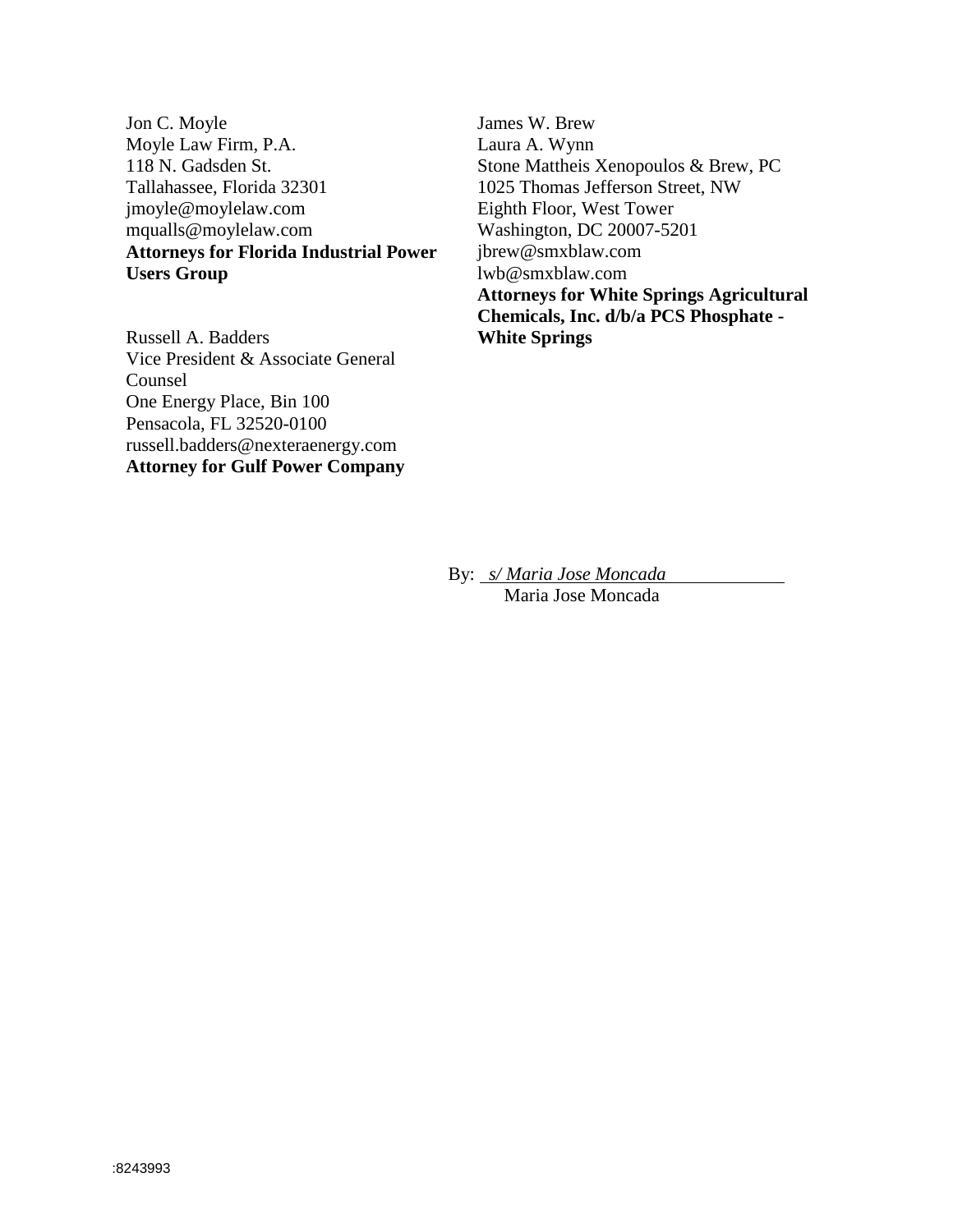Jon C. Moyle
Moyle Law Firm, P.A.
118 N. Gadsden St.
Tallahassee, Florida 32301
jmoyle@moylelaw.com
mqualls@moylelaw.com
**Attorneys for Florida Industrial Power Users Group**

Russell A. Badders
Vice President & Associate General Counsel
One Energy Place, Bin 100
Pensacola, FL 32520-0100
russell.badders@nexteraenergy.com
**Attorney for Gulf Power Company**

James W. Brew
Laura A. Wynn
Stone Mattheis Xenopoulos & Brew, PC
1025 Thomas Jefferson Street, NW
Eighth Floor, West Tower
Washington, DC 20007-5201
jbrew@smxblaw.com
lwb@smxblaw.com
**Attorneys for White Springs Agricultural Chemicals, Inc. d/b/a PCS Phosphate - White Springs**

By: *s/ Maria Jose Moncada*
Maria Jose Moncada

:8243993